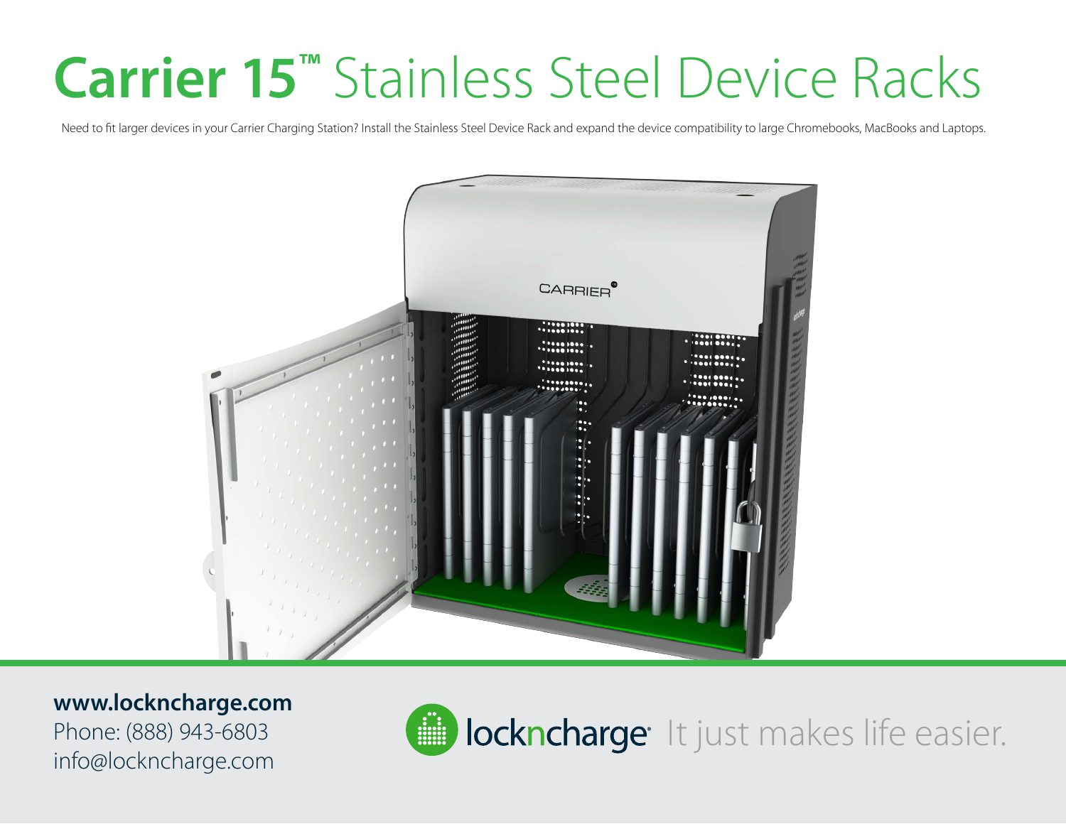# Carrier 15™ Stainless Steel Device Racks

Need to fit larger devices in your Carrier Charging Station? Install the Stainless Steel Device Rack and expand the device compatibility to large Chromebooks, MacBooks and Laptops.

**www.lockncharge.com**
Phone: (888) 943-6803
info@lockncharge.com

lockncharge It just makes life easier.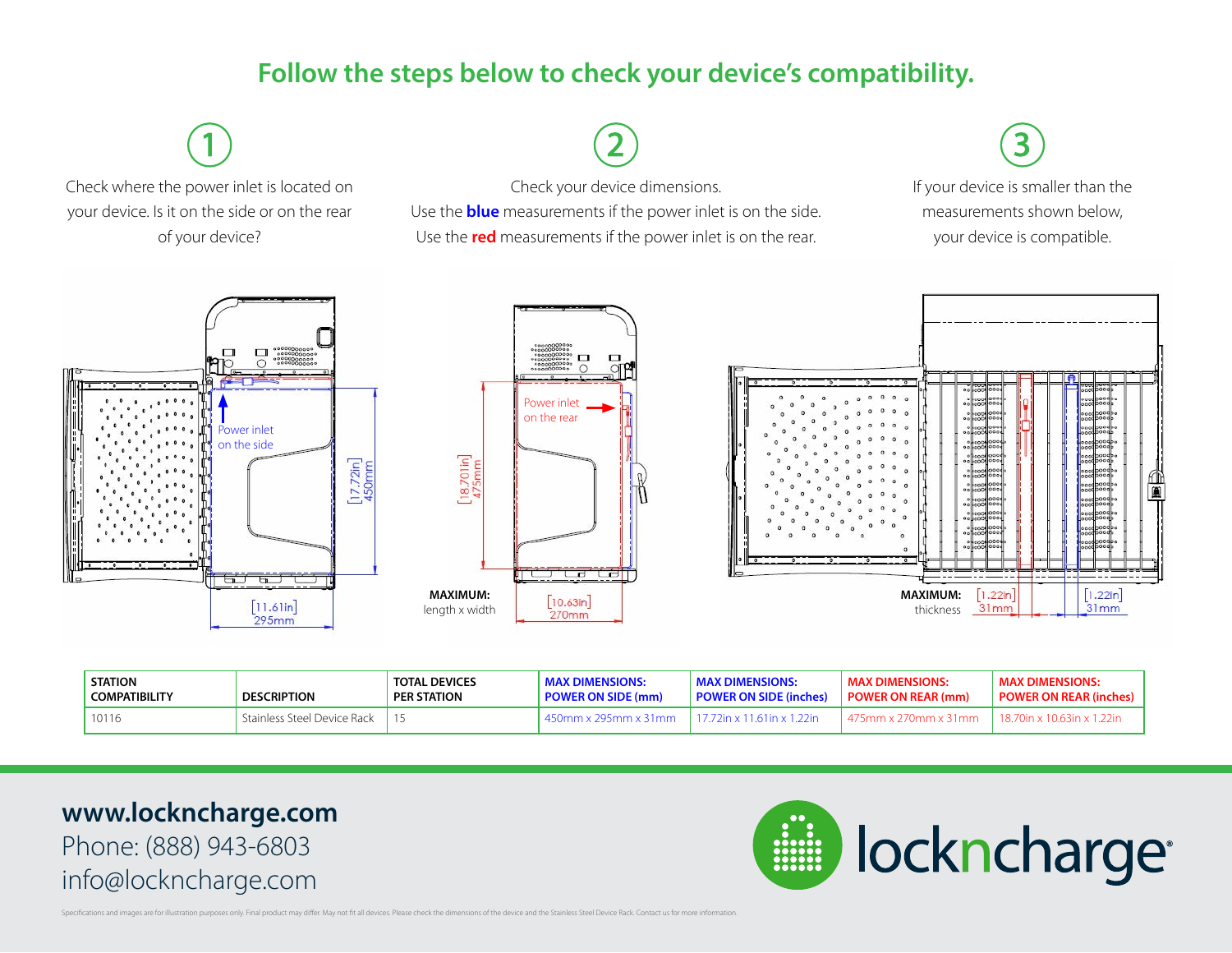# Follow the steps below to check your device's compatibility.

**1**

Check where the power inlet is located on your device. Is it on the side or on the rear of your device?

**2**

Check your device dimensions.
Use the **blue** measurements if the power inlet is on the side.
Use the **red** measurements if the power inlet is on the rear.

**3**

If your device is smaller than the measurements shown below, your device is compatible.

Power inlet on the side

[17.72in] 450mm

[11.61in] 295mm

[18.70in] 475mm

Power inlet on the rear

**MAXIMUM:** length x width

[10.63in] 270mm

**MAXIMUM:** thickness

[1.22in] 31mm

[1.22in] 31mm

| STATION COMPATIBILITY | DESCRIPTION | TOTAL DEVICES PER STATION | MAX DIMENSIONS: POWER ON SIDE (mm) | MAX DIMENSIONS: POWER ON SIDE (inches) | MAX DIMENSIONS: POWER ON REAR (mm) | MAX DIMENSIONS: POWER ON REAR (inches) |
|---|---|---|---|---|---|---|
| 10116 | Stainless Steel Device Rack | 15 | 450mm x 295mm x 31mm | 17.72in x 11.61in x 1.22in | 475mm x 270mm x 31mm | 18.70in x 10.63in x 1.22in |

**www.lockncharge.com**

Phone: (888) 943-6803

info@lockncharge.com

lockncharge®

Specifications and images are for illustration purposes only. Final product may differ. May not fit all devices. Please check the dimensions of the device and the Stainless Steel Device Rack. Contact us for more information.